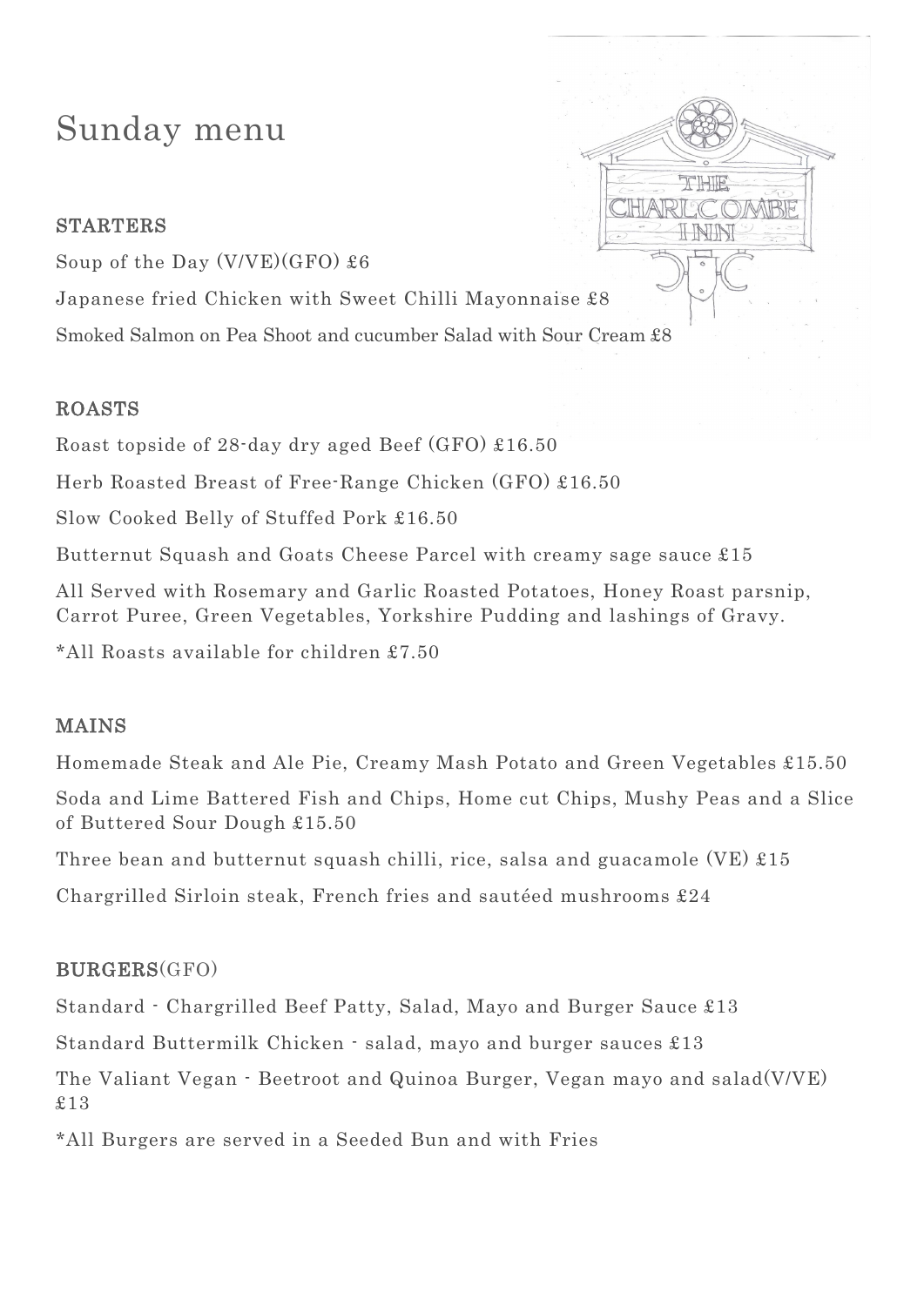# Sunday menu

THE CHARLCOMBE INN

## STARTERS

Soup of the Day (V/VE)(GFO) £6

Japanese fried Chicken with Sweet Chilli Mayonnaise £8

Smoked Salmon on Pea Shoot and cucumber Salad with Sour Cream £8

## ROASTS

Roast topside of 28-day dry aged Beef (GFO) £16.50

Herb Roasted Breast of Free-Range Chicken (GFO) £16.50

Slow Cooked Belly of Stuffed Pork £16.50

Butternut Squash and Goats Cheese Parcel with creamy sage sauce £15

All Served with Rosemary and Garlic Roasted Potatoes, Honey Roast parsnip, Carrot Puree, Green Vegetables, Yorkshire Pudding and lashings of Gravy.

*All Roasts available for children £7.50

## MAINS

Homemade Steak and Ale Pie, Creamy Mash Potato and Green Vegetables £15.50

Soda and Lime Battered Fish and Chips, Home cut Chips, Mushy Peas and a Slice of Buttered Sour Dough £15.50

Three bean and butternut squash chilli, rice, salsa and guacamole (VE) £15

Chargrilled Sirloin steak, French fries and sautéed mushrooms £24

## BURGERS(GFO)

Standard - Chargrilled Beef Patty, Salad, Mayo and Burger Sauce £13

Standard Buttermilk Chicken - salad, mayo and burger sauces £13

The Valiant Vegan - Beetroot and Quinoa Burger, Vegan mayo and salad(V/VE) £13

*All Burgers are served in a Seeded Bun and with Fries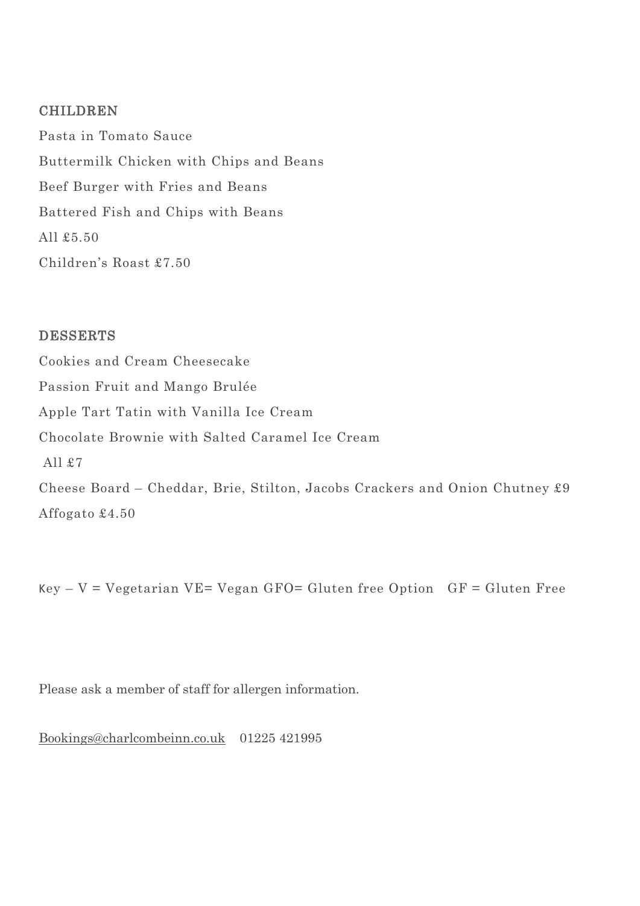## CHILDREN

Pasta in Tomato Sauce

Buttermilk Chicken with Chips and Beans

Beef Burger with Fries and Beans

Battered Fish and Chips with Beans

All £5.50

Children's Roast £7.50

## DESSERTS

Cookies and Cream Cheesecake

Passion Fruit and Mango Brulée

Apple Tart Tatin with Vanilla Ice Cream

Chocolate Brownie with Salted Caramel Ice Cream

All £7

Cheese Board – Cheddar, Brie, Stilton, Jacobs Crackers and Onion Chutney £9

Affogato £4.50

Key – V = Vegetarian VE= Vegan GFO= Gluten free Option GF = Gluten Free

Please ask a member of staff for allergen information.

Bookings@charlcombeinn.co.uk 01225 421995